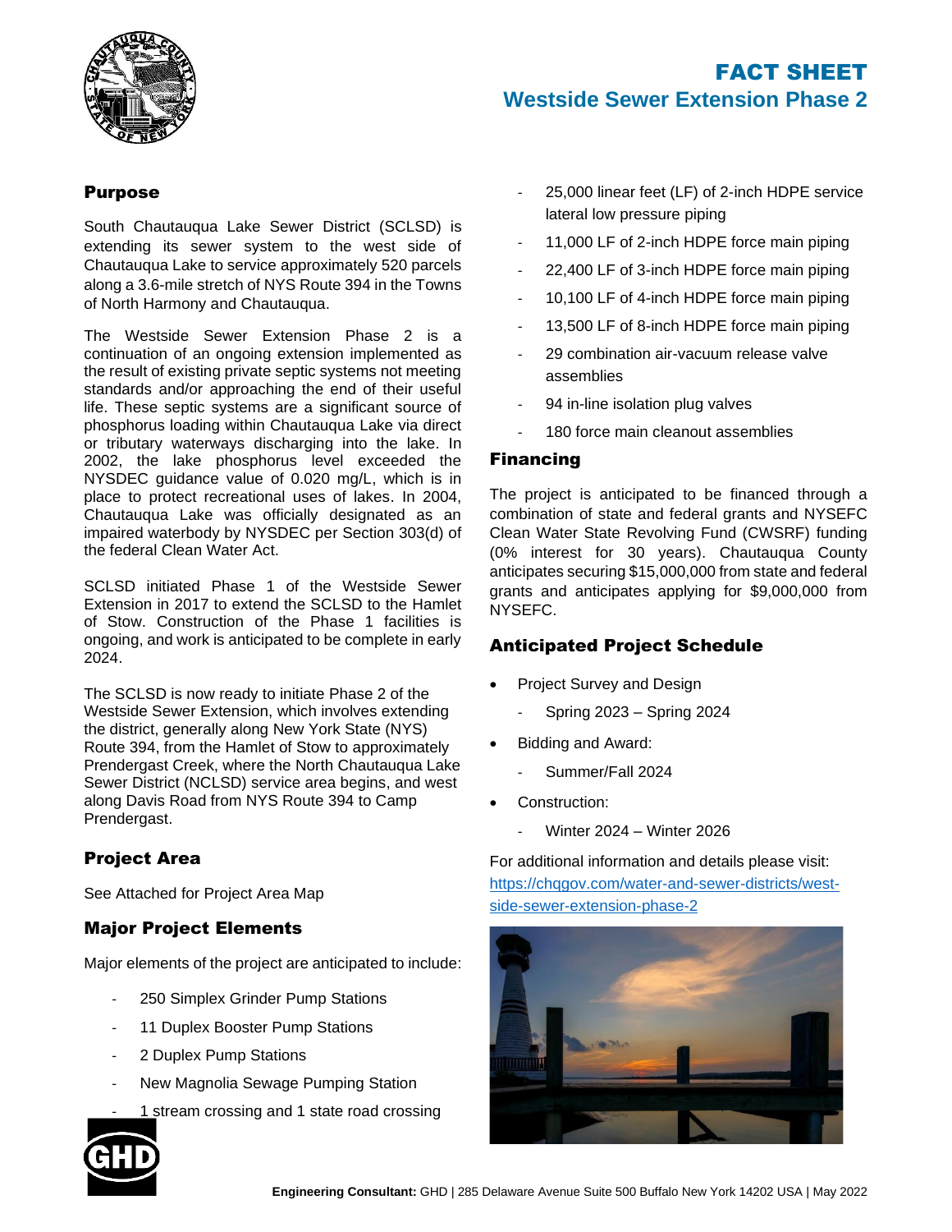# FACT SHEET

## Westside Sewer Extension Phase 2

### Purpose

South Chautauqua Lake Sewer District (SCLSD) is extending its sewer system to the west side of Chautauqua Lake to service approximately 520 parcels along a 3.6-mile stretch of NYS Route 394 in the Towns of North Harmony and Chautauqua.

The Westside Sewer Extension Phase 2 is a continuation of an ongoing extension implemented as the result of existing private septic systems not meeting standards and/or approaching the end of their useful life. These septic systems are a significant source of phosphorus loading within Chautauqua Lake via direct or tributary waterways discharging into the lake. In 2002, the lake phosphorus level exceeded the NYSDEC guidance value of 0.020 mg/L, which is in place to protect recreational uses of lakes. In 2004, Chautauqua Lake was officially designated as an impaired waterbody by NYSDEC per Section 303(d) of the federal Clean Water Act.

SCLSD initiated Phase 1 of the Westside Sewer Extension in 2017 to extend the SCLSD to the Hamlet of Stow. Construction of the Phase 1 facilities is ongoing, and work is anticipated to be complete in early 2024.

The SCLSD is now ready to initiate Phase 2 of the Westside Sewer Extension, which involves extending the district, generally along New York State (NYS) Route 394, from the Hamlet of Stow to approximately Prendergast Creek, where the North Chautauqua Lake Sewer District (NCLSD) service area begins, and west along Davis Road from NYS Route 394 to Camp Prendergast.

### Project Area

See Attached for Project Area Map

### Major Project Elements

Major elements of the project are anticipated to include:

- 250 Simplex Grinder Pump Stations
- 11 Duplex Booster Pump Stations
- 2 Duplex Pump Stations
- New Magnolia Sewage Pumping Station
- 1 stream crossing and 1 state road crossing
- 25,000 linear feet (LF) of 2-inch HDPE service lateral low pressure piping
- 11,000 LF of 2-inch HDPE force main piping
- 22,400 LF of 3-inch HDPE force main piping
- 10,100 LF of 4-inch HDPE force main piping
- 13,500 LF of 8-inch HDPE force main piping
- 29 combination air-vacuum release valve assemblies
- 94 in-line isolation plug valves
- 180 force main cleanout assemblies

### Financing

The project is anticipated to be financed through a combination of state and federal grants and NYSEFC Clean Water State Revolving Fund (CWSRF) funding (0% interest for 30 years). Chautauqua County anticipates securing $15,000,000 from state and federal grants and anticipates applying for $9,000,000 from NYSEFC.

### Anticipated Project Schedule

- Project Survey and Design
  - Spring 2023 – Spring 2024
- Bidding and Award:
  - Summer/Fall 2024
- Construction:
  - Winter 2024 – Winter 2026

For additional information and details please visit: [https://chqgov.com/water-and-sewer-districts/west-side-sewer-extension-phase-2](https://chqgov.com/water-and-sewer-districts/west-side-sewer-extension-phase-2)

**Engineering Consultant:** GHD | 285 Delaware Avenue Suite 500 Buffalo New York 14202 USA | May 2022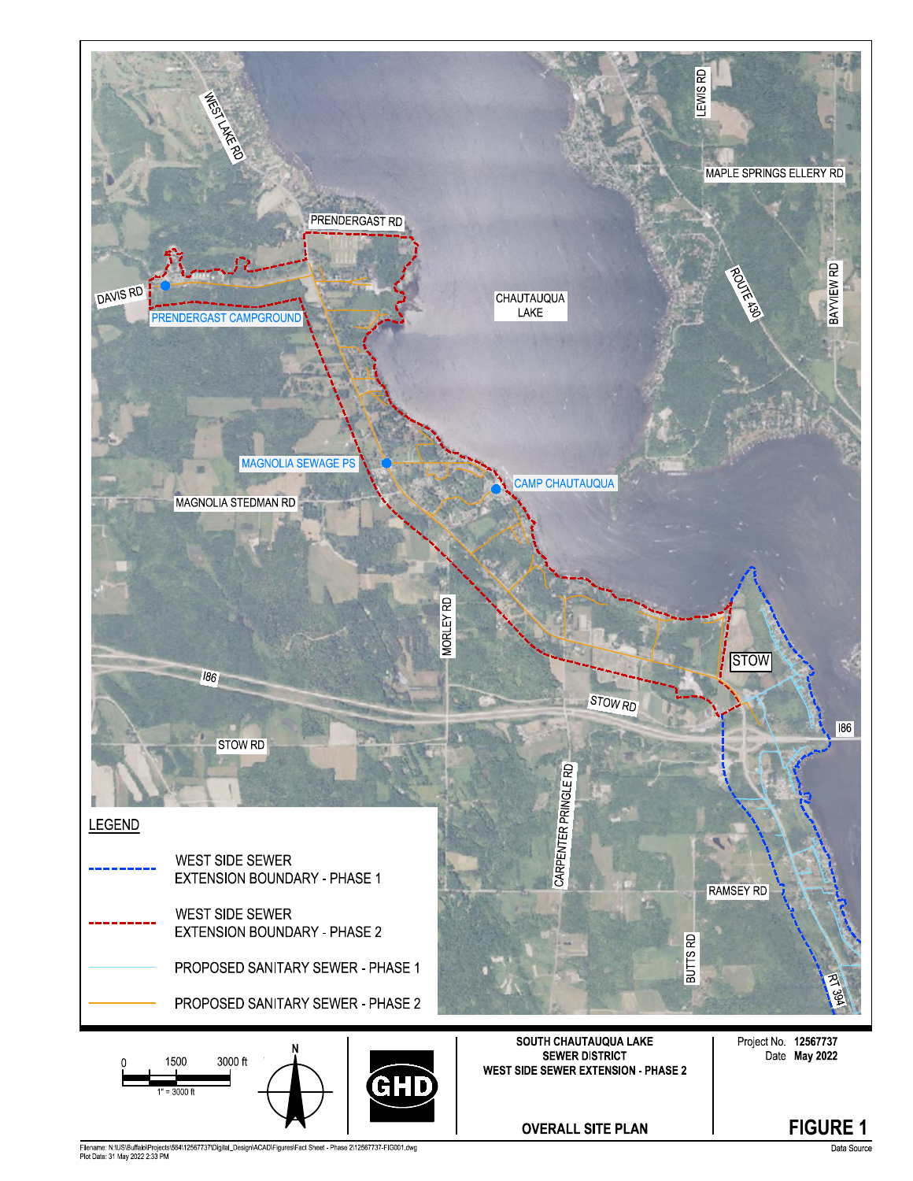WEST LAKE RD

PRENDERGAST RD

DAVIS RD

PRENDERGAST CAMPGROUND

CHAUTAUQUA LAKE

LEWIS RD

MAPLE SPRINGS ELLERY RD

ROUTE 430

BAYVIEW RD

MAGNOLIA SEWAGE PS

CAMP CHAUTAUQUA

MAGNOLIA STEDMAN RD

MORLEY RD

I86

STOW

STOW RD

I86

STOW RD

CARPENTER PRINGLE RD

RAMSEY RD

BUTTS RD

RT 394

LEGEND

WEST SIDE SEWER EXTENSION BOUNDARY - PHASE 1

WEST SIDE SEWER EXTENSION BOUNDARY - PHASE 2

PROPOSED SANITARY SEWER - PHASE 1

PROPOSED SANITARY SEWER - PHASE 2

0 1500 3000 ft

1" = 3000 ft

N

GHD

SOUTH CHAUTAUQUA LAKE SEWER DISTRICT
WEST SIDE SEWER EXTENSION - PHASE 2

OVERALL SITE PLAN

Project No. **12567737**
Date **May 2022**

**FIGURE 1**

Filename: N:\US\Buffalo\Projects\564\12567737\Digital_Design\ACAD\Figures\Fact Sheet - Phase 2\12567737-FIG001.dwg
Plot Date: 31 May 2022 2:33 PM

Data Source